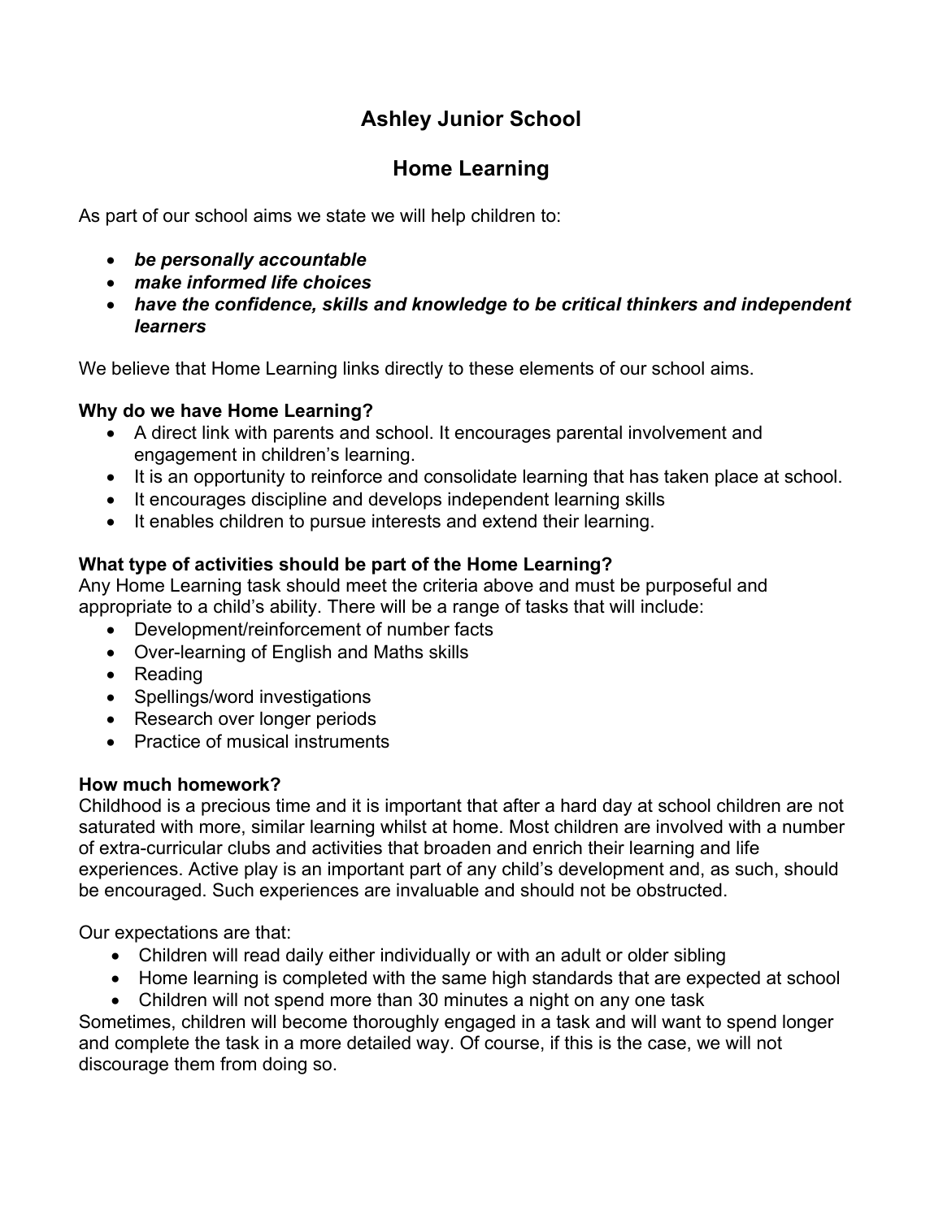# Ashley Junior School

## Home Learning

As part of our school aims we state we will help children to:

- ***be personally accountable***
- ***make informed life choices***
- ***have the confidence, skills and knowledge to be critical thinkers and independent learners***

We believe that Home Learning links directly to these elements of our school aims.

**Why do we have Home Learning?**

- A direct link with parents and school. It encourages parental involvement and engagement in children's learning.
- It is an opportunity to reinforce and consolidate learning that has taken place at school.
- It encourages discipline and develops independent learning skills
- It enables children to pursue interests and extend their learning.

**What type of activities should be part of the Home Learning?**

Any Home Learning task should meet the criteria above and must be purposeful and appropriate to a child's ability. There will be a range of tasks that will include:

- Development/reinforcement of number facts
- Over-learning of English and Maths skills
- Reading
- Spellings/word investigations
- Research over longer periods
- Practice of musical instruments

**How much homework?**

Childhood is a precious time and it is important that after a hard day at school children are not saturated with more, similar learning whilst at home. Most children are involved with a number of extra-curricular clubs and activities that broaden and enrich their learning and life experiences. Active play is an important part of any child's development and, as such, should be encouraged. Such experiences are invaluable and should not be obstructed.

Our expectations are that:

- Children will read daily either individually or with an adult or older sibling
- Home learning is completed with the same high standards that are expected at school
- Children will not spend more than 30 minutes a night on any one task

Sometimes, children will become thoroughly engaged in a task and will want to spend longer and complete the task in a more detailed way. Of course, if this is the case, we will not discourage them from doing so.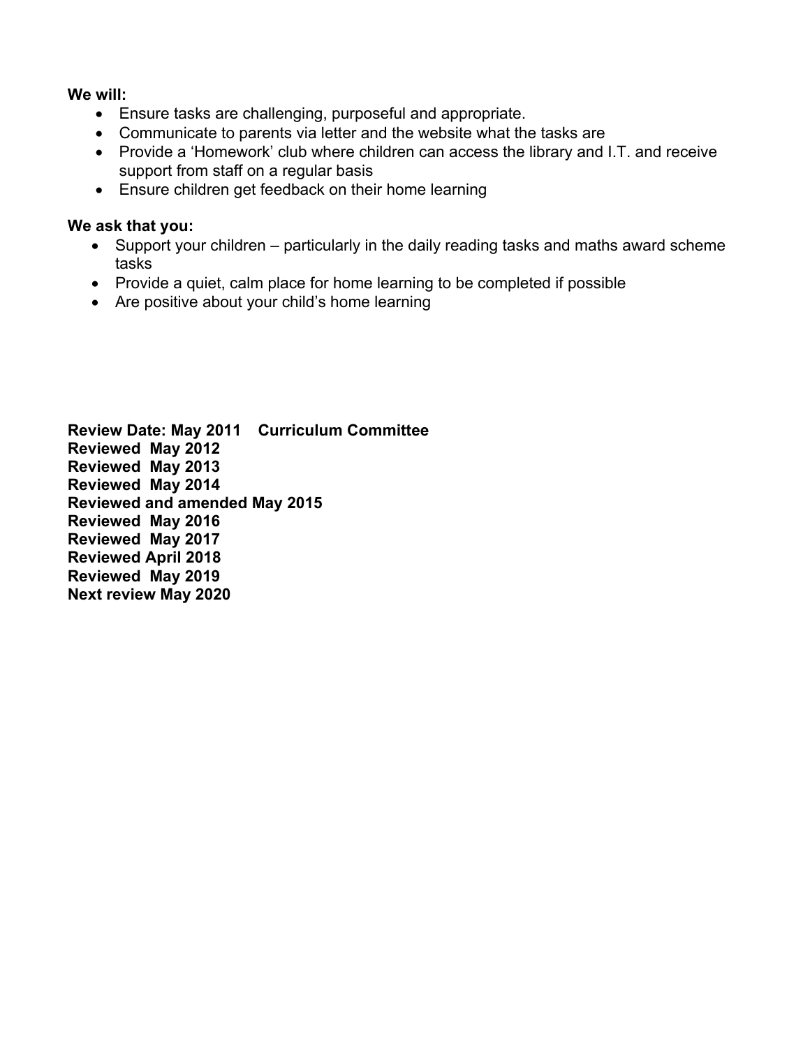**We will:**

- Ensure tasks are challenging, purposeful and appropriate.
- Communicate to parents via letter and the website what the tasks are
- Provide a 'Homework' club where children can access the library and I.T. and receive support from staff on a regular basis
- Ensure children get feedback on their home learning

**We ask that you:**

- Support your children – particularly in the daily reading tasks and maths award scheme tasks
- Provide a quiet, calm place for home learning to be completed if possible
- Are positive about your child's home learning

**Review Date: May 2011 Curriculum Committee**
**Reviewed May 2012**
**Reviewed May 2013**
**Reviewed May 2014**
**Reviewed and amended May 2015**
**Reviewed May 2016**
**Reviewed May 2017**
**Reviewed April 2018**
**Reviewed May 2019**
**Next review May 2020**